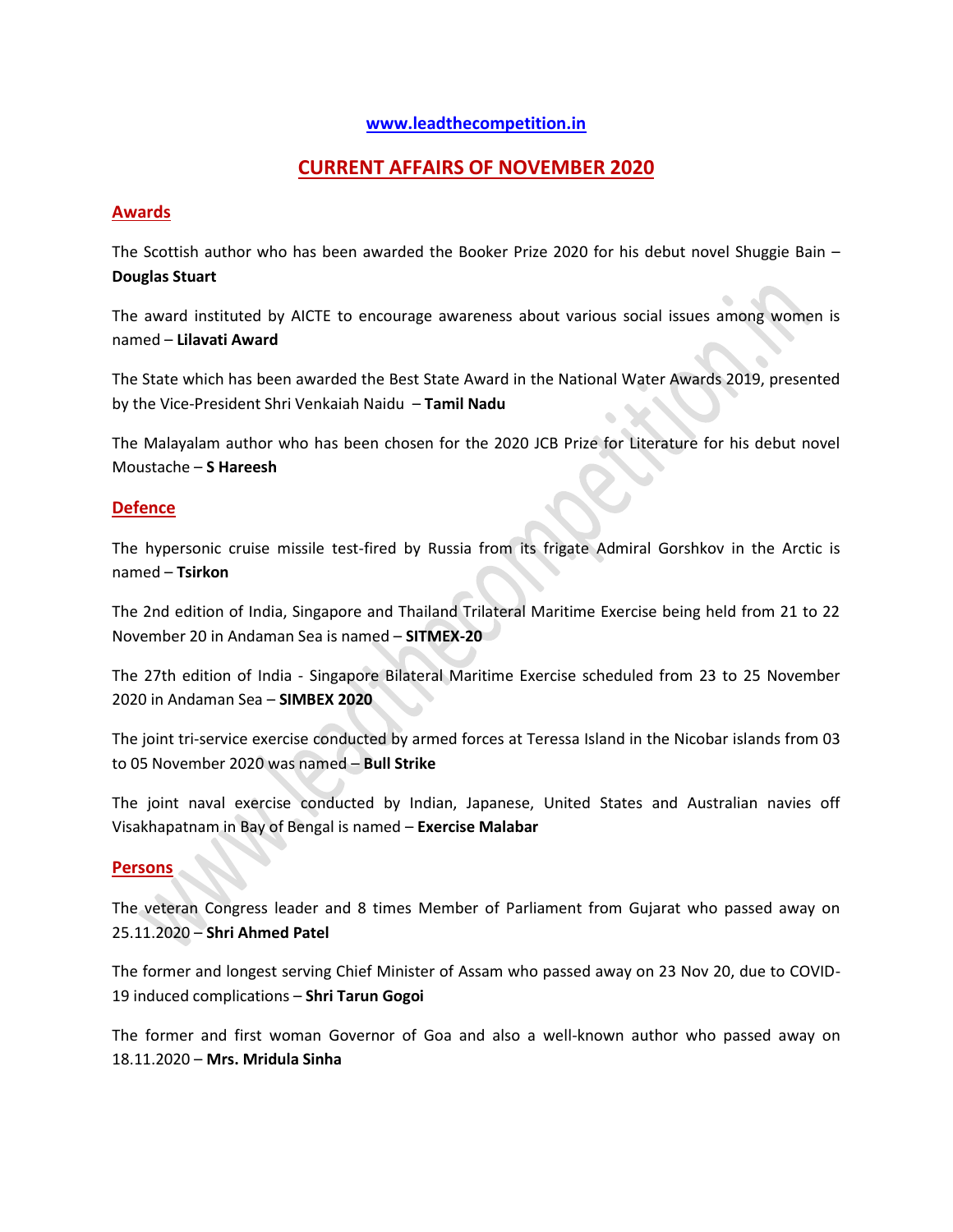www.leadthecompetition.in

# CURRENT AFFAIRS OF NOVEMBER 2020

## Awards

The Scottish author who has been awarded the Booker Prize 2020 for his debut novel Shuggie Bain – **Douglas Stuart**

The award instituted by AICTE to encourage awareness about various social issues among women is named – **Lilavati Award**

The State which has been awarded the Best State Award in the National Water Awards 2019, presented by the Vice-President Shri Venkaiah Naidu – **Tamil Nadu**

The Malayalam author who has been chosen for the 2020 JCB Prize for Literature for his debut novel Moustache – **S Hareesh**

## Defence

The hypersonic cruise missile test-fired by Russia from its frigate Admiral Gorshkov in the Arctic is named – **Tsirkon**

The 2nd edition of India, Singapore and Thailand Trilateral Maritime Exercise being held from 21 to 22 November 20 in Andaman Sea is named – **SITMEX-20**

The 27th edition of India - Singapore Bilateral Maritime Exercise scheduled from 23 to 25 November 2020 in Andaman Sea – **SIMBEX 2020**

The joint tri-service exercise conducted by armed forces at Teressa Island in the Nicobar islands from 03 to 05 November 2020 was named – **Bull Strike**

The joint naval exercise conducted by Indian, Japanese, United States and Australian navies off Visakhapatnam in Bay of Bengal is named – **Exercise Malabar**

## Persons

The veteran Congress leader and 8 times Member of Parliament from Gujarat who passed away on 25.11.2020 – **Shri Ahmed Patel**

The former and longest serving Chief Minister of Assam who passed away on 23 Nov 20, due to COVID-19 induced complications – **Shri Tarun Gogoi**

The former and first woman Governor of Goa and also a well-known author who passed away on 18.11.2020 – **Mrs. Mridula Sinha**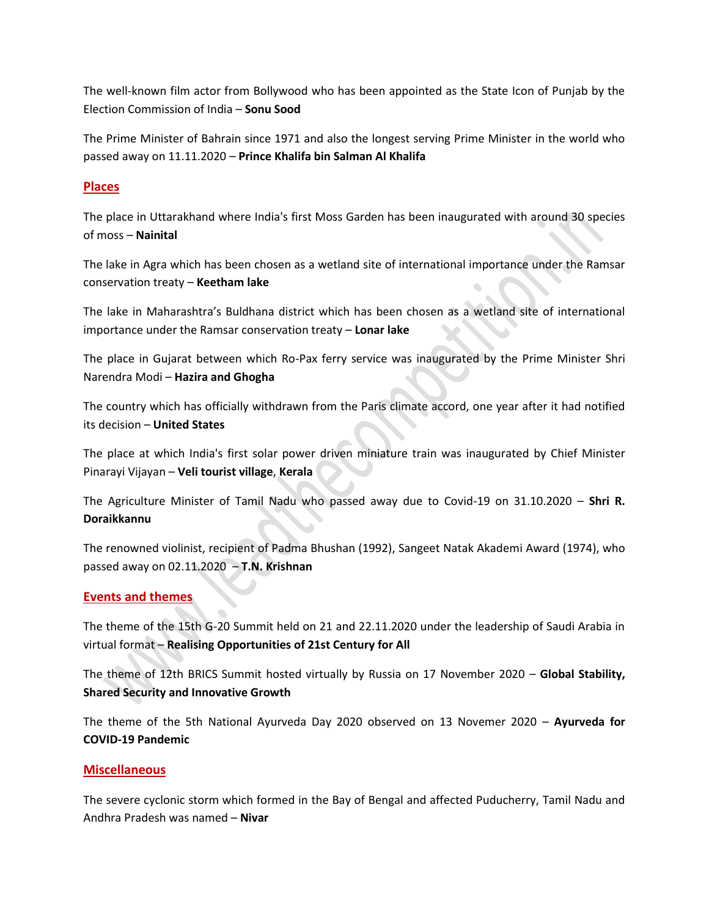The well-known film actor from Bollywood who has been appointed as the State Icon of Punjab by the Election Commission of India – **Sonu Sood**

The Prime Minister of Bahrain since 1971 and also the longest serving Prime Minister in the world who passed away on 11.11.2020 – **Prince Khalifa bin Salman Al Khalifa**

## Places

The place in Uttarakhand where India's first Moss Garden has been inaugurated with around 30 species of moss – **Nainital**

The lake in Agra which has been chosen as a wetland site of international importance under the Ramsar conservation treaty – **Keetham lake**

The lake in Maharashtra's Buldhana district which has been chosen as a wetland site of international importance under the Ramsar conservation treaty – **Lonar lake**

The place in Gujarat between which Ro-Pax ferry service was inaugurated by the Prime Minister Shri Narendra Modi – **Hazira and Ghogha**

The country which has officially withdrawn from the Paris climate accord, one year after it had notified its decision – **United States**

The place at which India's first solar power driven miniature train was inaugurated by Chief Minister Pinarayi Vijayan – **Veli tourist village**, **Kerala**

The Agriculture Minister of Tamil Nadu who passed away due to Covid-19 on 31.10.2020 – **Shri R. Doraikkannu**

The renowned violinist, recipient of Padma Bhushan (1992), Sangeet Natak Akademi Award (1974), who passed away on 02.11.2020 – **T.N. Krishnan**

## Events and themes

The theme of the 15th G-20 Summit held on 21 and 22.11.2020 under the leadership of Saudi Arabia in virtual format – **Realising Opportunities of 21st Century for All**

The theme of 12th BRICS Summit hosted virtually by Russia on 17 November 2020 – **Global Stability, Shared Security and Innovative Growth**

The theme of the 5th National Ayurveda Day 2020 observed on 13 Novemer 2020 – **Ayurveda for COVID-19 Pandemic**

## Miscellaneous

The severe cyclonic storm which formed in the Bay of Bengal and affected Puducherry, Tamil Nadu and Andhra Pradesh was named – **Nivar**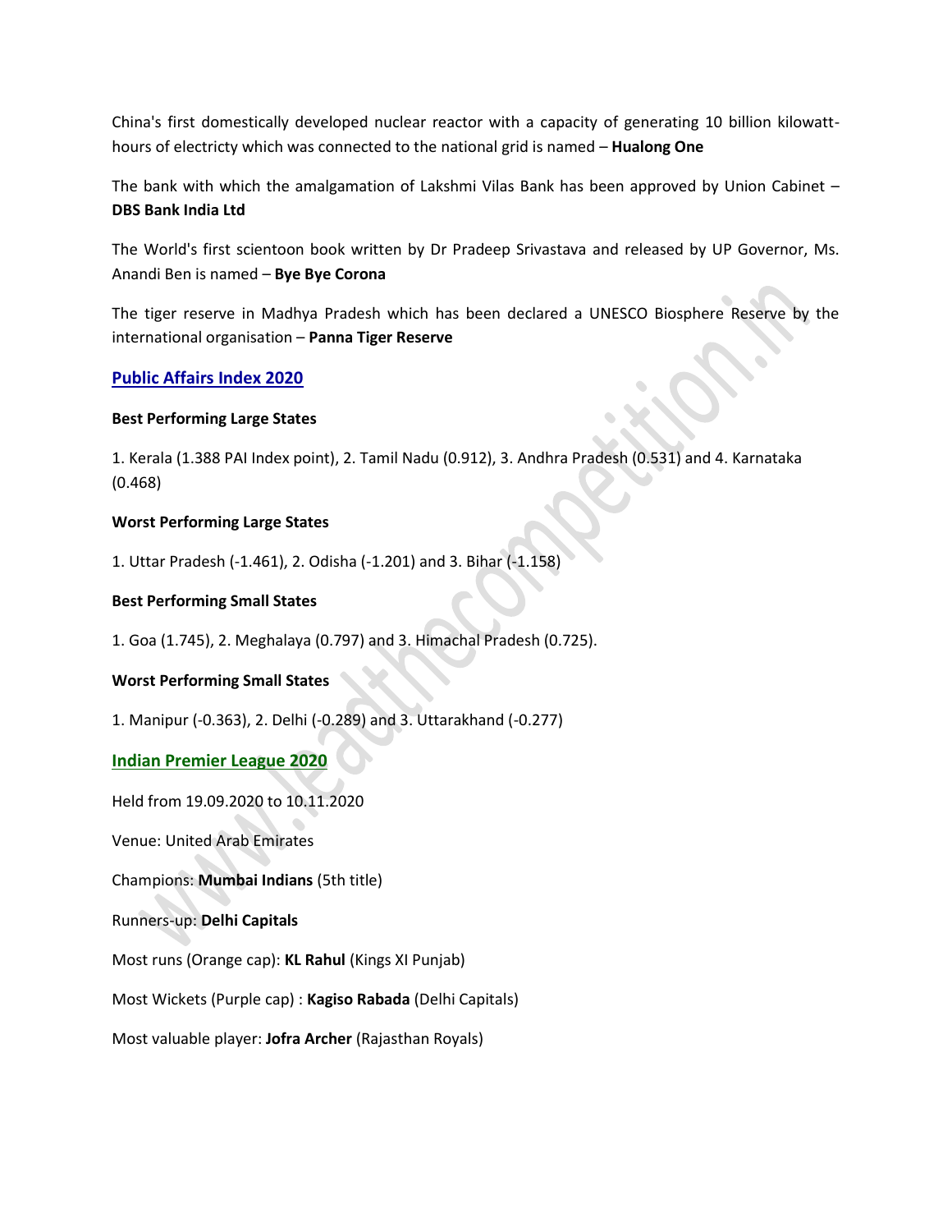China's first domestically developed nuclear reactor with a capacity of generating 10 billion kilowatt-hours of electricty which was connected to the national grid is named – **Hualong One**

The bank with which the amalgamation of Lakshmi Vilas Bank has been approved by Union Cabinet – **DBS Bank India Ltd**

The World's first scientoon book written by Dr Pradeep Srivastava and released by UP Governor, Ms. Anandi Ben is named – **Bye Bye Corona**

The tiger reserve in Madhya Pradesh which has been declared a UNESCO Biosphere Reserve by the international organisation – **Panna Tiger Reserve**

## Public Affairs Index 2020

**Best Performing Large States**

1. Kerala (1.388 PAI Index point), 2. Tamil Nadu (0.912), 3. Andhra Pradesh (0.531) and 4. Karnataka (0.468)

**Worst Performing Large States**

1. Uttar Pradesh (-1.461), 2. Odisha (-1.201) and 3. Bihar (-1.158)

**Best Performing Small States**

1. Goa (1.745), 2. Meghalaya (0.797) and 3. Himachal Pradesh (0.725).

**Worst Performing Small States**

1. Manipur (-0.363), 2. Delhi (-0.289) and 3. Uttarakhand (-0.277)

## Indian Premier League 2020

Held from 19.09.2020 to 10.11.2020

Venue: United Arab Emirates

Champions: **Mumbai Indians** (5th title)

Runners-up: **Delhi Capitals**

Most runs (Orange cap): **KL Rahul** (Kings XI Punjab)

Most Wickets (Purple cap) : **Kagiso Rabada** (Delhi Capitals)

Most valuable player: **Jofra Archer** (Rajasthan Royals)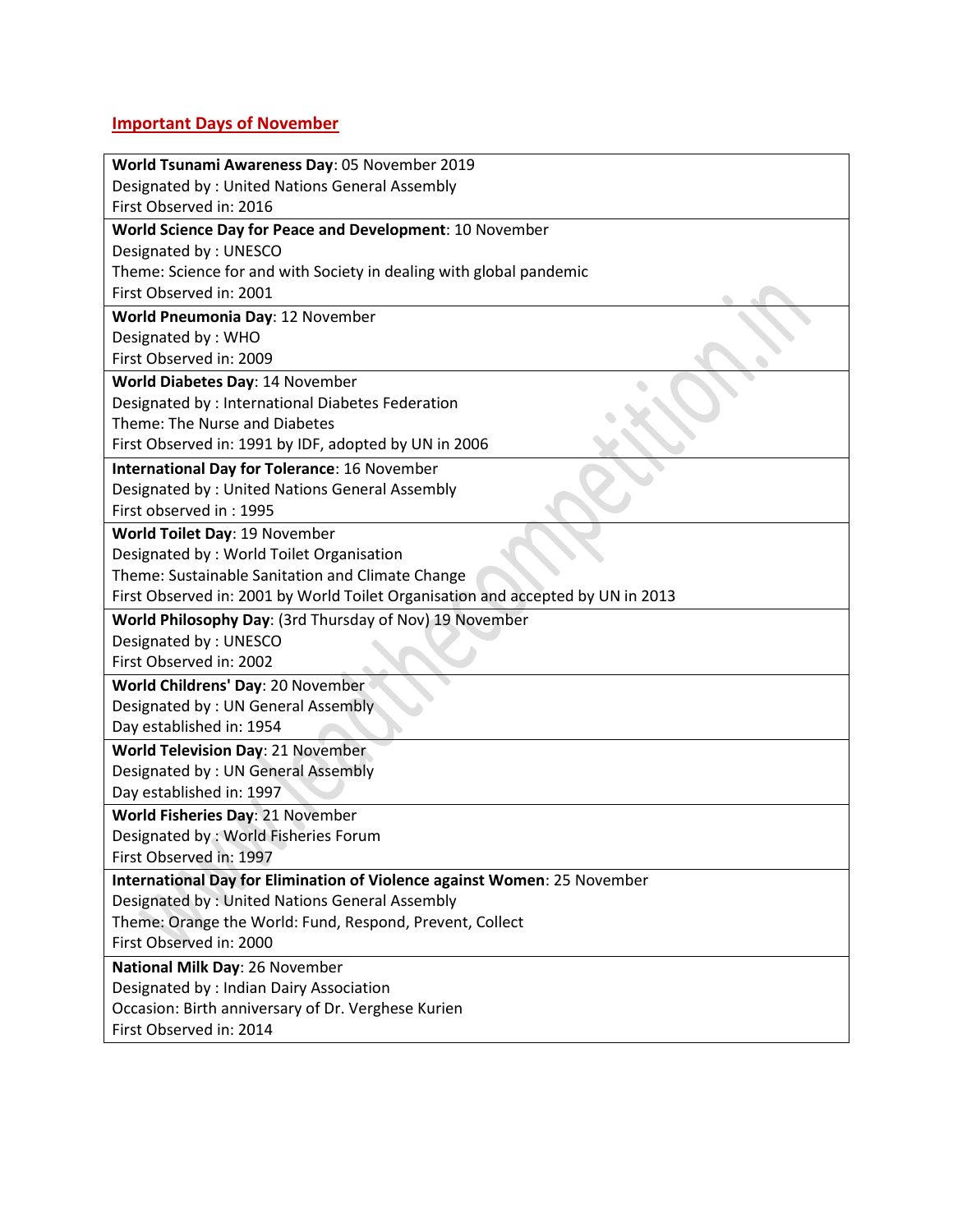## Important Days of November

**World Tsunami Awareness Day**: 05 November 2019
Designated by : United Nations General Assembly
First Observed in: 2016

**World Science Day for Peace and Development**: 10 November
Designated by : UNESCO
Theme: Science for and with Society in dealing with global pandemic
First Observed in: 2001

**World Pneumonia Day**: 12 November
Designated by : WHO
First Observed in: 2009

**World Diabetes Day**: 14 November
Designated by : International Diabetes Federation
Theme: The Nurse and Diabetes
First Observed in: 1991 by IDF, adopted by UN in 2006

**International Day for Tolerance**: 16 November
Designated by : United Nations General Assembly
First observed in : 1995

**World Toilet Day**: 19 November
Designated by : World Toilet Organisation
Theme: Sustainable Sanitation and Climate Change
First Observed in: 2001 by World Toilet Organisation and accepted by UN in 2013

**World Philosophy Day**: (3rd Thursday of Nov) 19 November
Designated by : UNESCO
First Observed in: 2002

**World Childrens' Day**: 20 November
Designated by : UN General Assembly
Day established in: 1954

**World Television Day**: 21 November
Designated by : UN General Assembly
Day established in: 1997

**World Fisheries Day**: 21 November
Designated by : World Fisheries Forum
First Observed in: 1997

**International Day for Elimination of Violence against Women**: 25 November
Designated by : United Nations General Assembly
Theme: Orange the World: Fund, Respond, Prevent, Collect
First Observed in: 2000

**National Milk Day**: 26 November
Designated by : Indian Dairy Association
Occasion: Birth anniversary of Dr. Verghese Kurien
First Observed in: 2014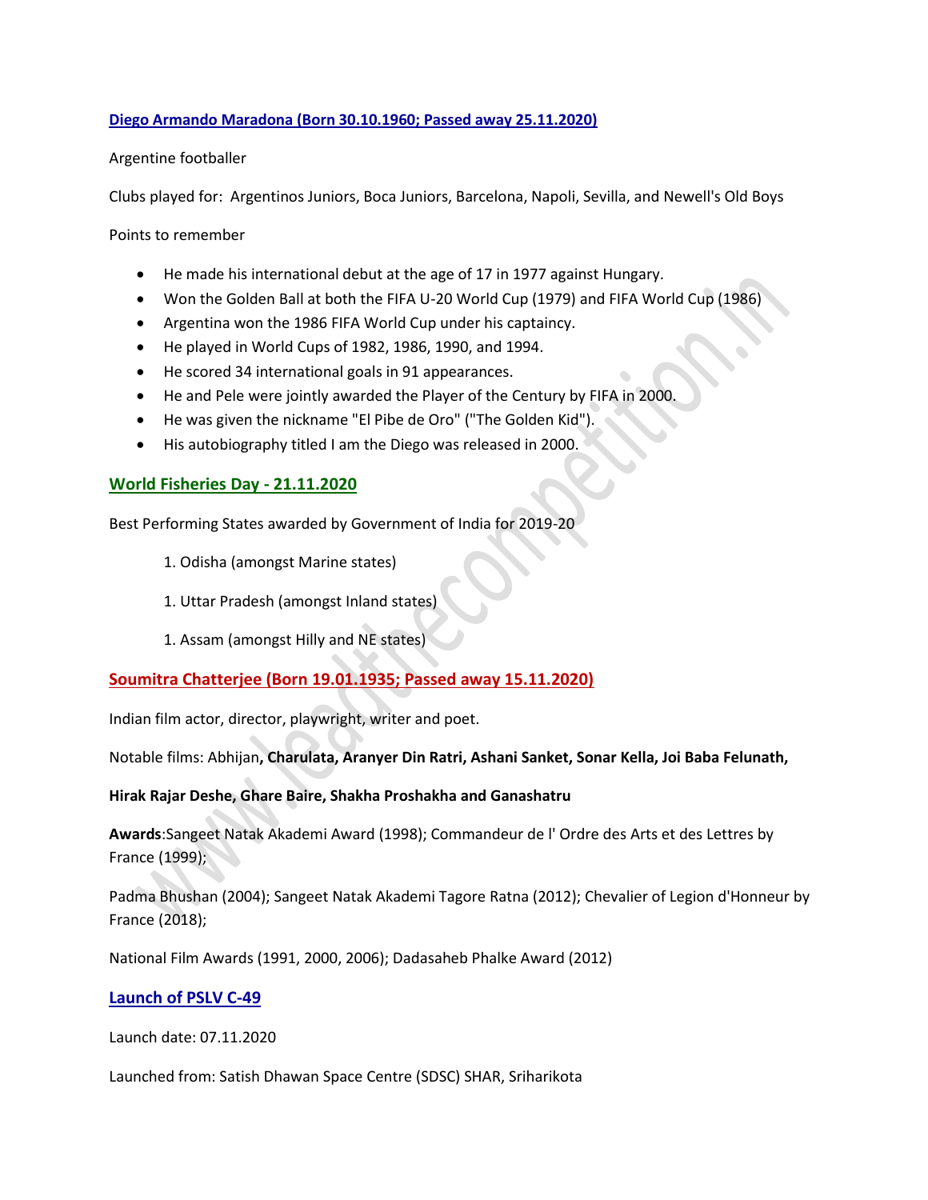## Diego Armando Maradona (Born 30.10.1960; Passed away 25.11.2020)

Argentine footballer

Clubs played for: Argentinos Juniors, Boca Juniors, Barcelona, Napoli, Sevilla, and Newell's Old Boys

Points to remember

- He made his international debut at the age of 17 in 1977 against Hungary.
- Won the Golden Ball at both the FIFA U-20 World Cup (1979) and FIFA World Cup (1986)
- Argentina won the 1986 FIFA World Cup under his captaincy.
- He played in World Cups of 1982, 1986, 1990, and 1994.
- He scored 34 international goals in 91 appearances.
- He and Pele were jointly awarded the Player of the Century by FIFA in 2000.
- He was given the nickname "El Pibe de Oro" ("The Golden Kid").
- His autobiography titled I am the Diego was released in 2000.

## World Fisheries Day - 21.11.2020

Best Performing States awarded by Government of India for 2019-20

1. Odisha (amongst Marine states)

1. Uttar Pradesh (amongst Inland states)

1. Assam (amongst Hilly and NE states)

## Soumitra Chatterjee (Born 19.01.1935; Passed away 15.11.2020)

Indian film actor, director, playwright, writer and poet.

Notable films: Abhijan**, Charulata, Aranyer Din Ratri, Ashani Sanket, Sonar Kella, Joi Baba Felunath,**

**Hirak Rajar Deshe, Ghare Baire, Shakha Proshakha and Ganashatru**

**Awards**:Sangeet Natak Akademi Award (1998); Commandeur de l' Ordre des Arts et des Lettres by France (1999);

Padma Bhushan (2004); Sangeet Natak Akademi Tagore Ratna (2012); Chevalier of Legion d'Honneur by France (2018);

National Film Awards (1991, 2000, 2006); Dadasaheb Phalke Award (2012)

## Launch of PSLV C-49

Launch date: 07.11.2020

Launched from: Satish Dhawan Space Centre (SDSC) SHAR, Sriharikota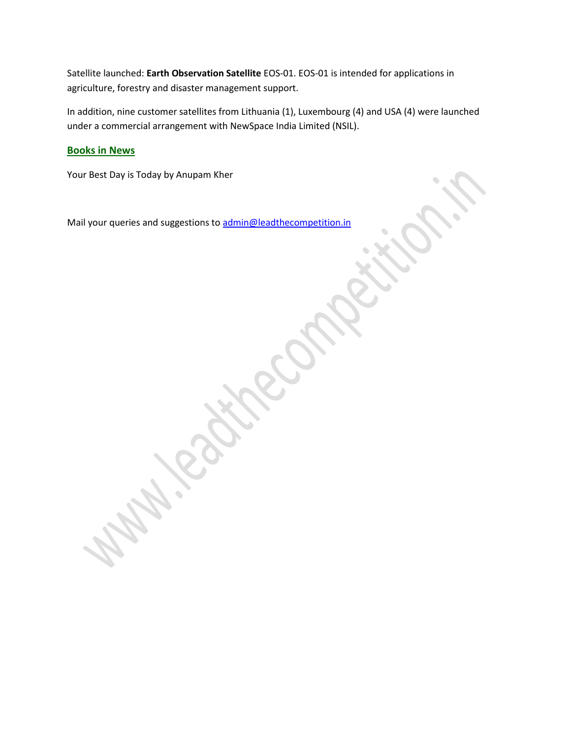Satellite launched: **Earth Observation Satellite** EOS-01. EOS-01 is intended for applications in agriculture, forestry and disaster management support.

In addition, nine customer satellites from Lithuania (1), Luxembourg (4) and USA (4) were launched under a commercial arrangement with NewSpace India Limited (NSIL).

## Books in News

Your Best Day is Today by Anupam Kher

Mail your queries and suggestions to admin@leadthecompetition.in